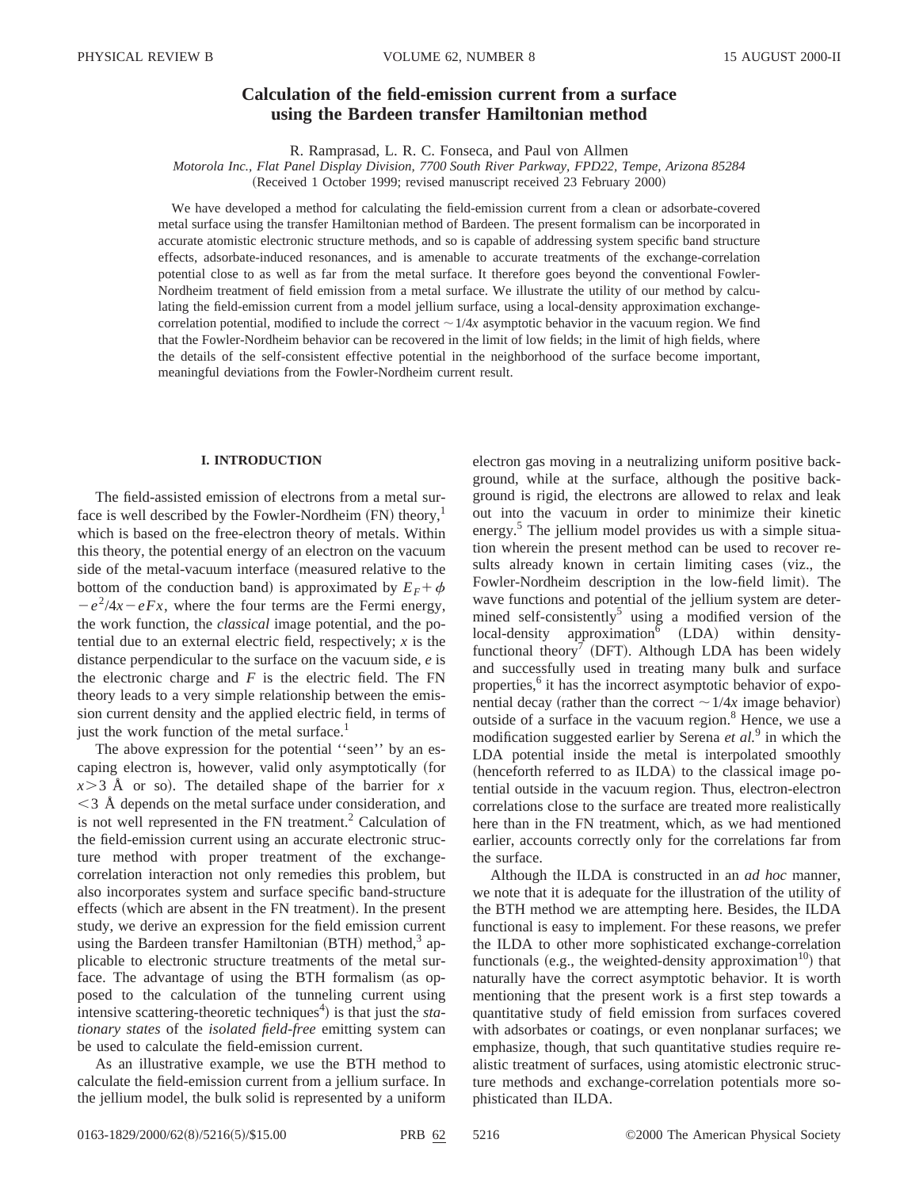# Calculation of the field-emission current from a surface using the Bardeen transfer Hamiltonian method

R. Ramprasad, L. R. C. Fonseca, and Paul von Allmen

*Motorola Inc., Flat Panel Display Division, 7700 South River Parkway, FPD22, Tempe, Arizona 85284*

(Received 1 October 1999; revised manuscript received 23 February 2000)

We have developed a method for calculating the field-emission current from a clean or adsorbate-covered metal surface using the transfer Hamiltonian method of Bardeen. The present formalism can be incorporated in accurate atomistic electronic structure methods, and so is capable of addressing system specific band structure effects, adsorbate-induced resonances, and is amenable to accurate treatments of the exchange-correlation potential close to as well as far from the metal surface. It therefore goes beyond the conventional Fowler-Nordheim treatment of field emission from a metal surface. We illustrate the utility of our method by calculating the field-emission current from a model jellium surface, using a local-density approximation exchange-correlation potential, modified to include the correct $\sim 1/4x$ asymptotic behavior in the vacuum region. We find that the Fowler-Nordheim behavior can be recovered in the limit of low fields; in the limit of high fields, where the details of the self-consistent effective potential in the neighborhood of the surface become important, meaningful deviations from the Fowler-Nordheim current result.

## I. INTRODUCTION

The field-assisted emission of electrons from a metal surface is well described by the Fowler-Nordheim (FN) theory,[1] which is based on the free-electron theory of metals. Within this theory, the potential energy of an electron on the vacuum side of the metal-vacuum interface (measured relative to the bottom of the conduction band) is approximated by $E_F+\phi-e^2/4x-eFx$, where the four terms are the Fermi energy, the work function, the *classical* image potential, and the potential due to an external electric field, respectively; $x$ is the distance perpendicular to the surface on the vacuum side, $e$ is the electronic charge and $F$ is the electric field. The FN theory leads to a very simple relationship between the emission current density and the applied electric field, in terms of just the work function of the metal surface.[1]

The above expression for the potential "seen" by an escaping electron is, however, valid only asymptotically (for $x>3$ Å or so). The detailed shape of the barrier for $x<3$ Å depends on the metal surface under consideration, and is not well represented in the FN treatment.[2] Calculation of the field-emission current using an accurate electronic structure method with proper treatment of the exchange-correlation interaction not only remedies this problem, but also incorporates system and surface specific band-structure effects (which are absent in the FN treatment). In the present study, we derive an expression for the field emission current using the Bardeen transfer Hamiltonian (BTH) method,[3] applicable to electronic structure treatments of the metal surface. The advantage of using the BTH formalism (as opposed to the calculation of the tunneling current using intensive scattering-theoretic techniques[4]) is that just the *stationary states* of the *isolated field-free* emitting system can be used to calculate the field-emission current.

As an illustrative example, we use the BTH method to calculate the field-emission current from a jellium surface. In the jellium model, the bulk solid is represented by a uniform electron gas moving in a neutralizing uniform positive background, while at the surface, although the positive background is rigid, the electrons are allowed to relax and leak out into the vacuum in order to minimize their kinetic energy.[5] The jellium model provides us with a simple situation wherein the present method can be used to recover results already known in certain limiting cases (viz., the Fowler-Nordheim description in the low-field limit). The wave functions and potential of the jellium system are determined self-consistently[5] using a modified version of the local-density approximation[6] (LDA) within density-functional theory[7] (DFT). Although LDA has been widely and successfully used in treating many bulk and surface properties,[6] it has the incorrect asymptotic behavior of exponential decay (rather than the correct $\sim 1/4x$ image behavior) outside of a surface in the vacuum region.[8] Hence, we use a modification suggested earlier by Serena *et al.*[9] in which the LDA potential inside the metal is interpolated smoothly (henceforth referred to as ILDA) to the classical image potential outside in the vacuum region. Thus, electron-electron correlations close to the surface are treated more realistically here than in the FN treatment, which, as we had mentioned earlier, accounts correctly only for the correlations far from the surface.

Although the ILDA is constructed in an *ad hoc* manner, we note that it is adequate for the illustration of the utility of the BTH method we are attempting here. Besides, the ILDA functional is easy to implement. For these reasons, we prefer the ILDA to other more sophisticated exchange-correlation functionals (e.g., the weighted-density approximation[10]) that naturally have the correct asymptotic behavior. It is worth mentioning that the present work is a first step towards a quantitative study of field emission from surfaces covered with adsorbates or coatings, or even nonplanar surfaces; we emphasize, though, that such quantitative studies require realistic treatment of surfaces, using atomistic electronic structure methods and exchange-correlation potentials more sophisticated than ILDA.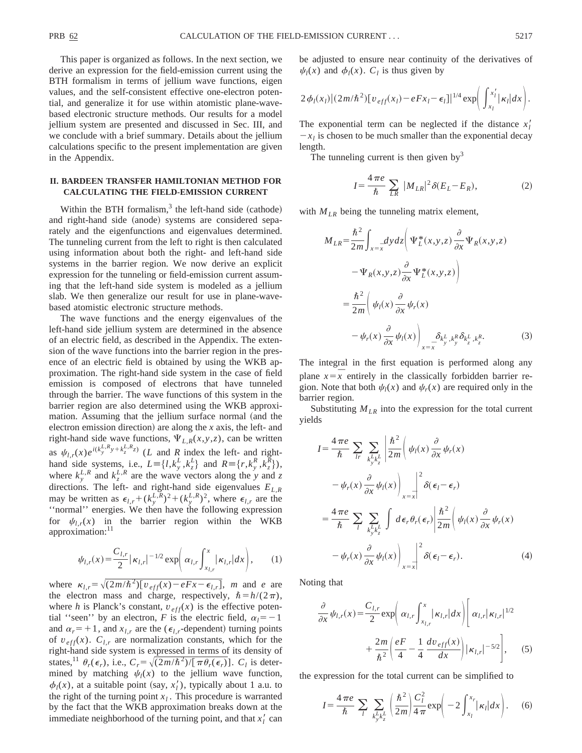This paper is organized as follows. In the next section, we derive an expression for the field-emission current using the BTH formalism in terms of jellium wave functions, eigen values, and the self-consistent effective one-electron potential, and generalize it for use within atomistic plane-wave-based electronic structure methods. Our results for a model jellium system are presented and discussed in Sec. III, and we conclude with a brief summary. Details about the jellium calculations specific to the present implementation are given in the Appendix.

## II. BARDEEN TRANSFER HAMILTONIAN METHOD FOR CALCULATING THE FIELD-EMISSION CURRENT

Within the BTH formalism,[3] the left-hand side (cathode) and right-hand side (anode) systems are considered separately and the eigenfunctions and eigenvalues determined. The tunneling current from the left to right is then calculated using information about both the right- and left-hand side systems in the barrier region. We now derive an explicit expression for the tunneling or field-emission current assuming that the left-hand side system is modeled as a jellium slab. We then generalize our result for use in plane-wave-based atomistic electronic structure methods.

The wave functions and the energy eigenvalues of the left-hand side jellium system are determined in the absence of an electric field, as described in the Appendix. The extension of the wave functions into the barrier region in the presence of an electric field is obtained by using the WKB approximation. The right-hand side system in the case of field emission is composed of electrons that have tunneled through the barrier. The wave functions of this system in the barrier region are also determined using the WKB approximation. Assuming that the jellium surface normal (and the electron emission direction) are along the $x$ axis, the left- and right-hand side wave functions, $\Psi_{L,R}(x,y,z)$, can be written as $\psi_{l,r}(x)e^{i(k_y^{L,R}y+k_z^{L,R}z)}$ ($L$ and $R$ index the left- and right-hand side systems, i.e., $L\equiv\{l,k_y^L,k_z^L\}$ and $R\equiv\{r,k_y^R,k_z^R\}$), where $k_y^{L,R}$ and $k_z^{L,R}$ are the wave vectors along the $y$ and $z$ directions. The left- and right-hand side eigenvalues $E_{L,R}$ may be written as $\epsilon_{l,r}+(k_y^{L,R})^2+(k_y^{L,R})^2$, where $\epsilon_{l,r}$ are the ''normal'' energies. We then have the following expression for $\psi_{l,r}(x)$ in the barrier region within the WKB approximation:[11]

$$\psi_{l,r}(x)=\frac{C_{l,r}}{2}|\kappa_{l,r}|^{-1/2}\exp\left(\alpha_{l,r}\int_{x_{l,r}}^{x}|\kappa_{l,r}|dx\right), \tag{1}$$

where $\kappa_{l,r}=\sqrt{(2m/\hbar^2)[v_{eff}(x)-eFx-\epsilon_{l,r}]}$, $m$ and $e$ are the electron mass and charge, respectively, $\hbar=h/(2\pi)$, where $h$ is Planck's constant, $v_{eff}(x)$ is the effective potential ''seen'' by an electron, $F$ is the electric field, $\alpha_l=-1$ and $\alpha_r=+1$, and $x_{l,r}$ are the ($\epsilon_{l,r}$-dependent) turning points of $v_{eff}(x)$. $C_{l,r}$ are normalization constants, which for the right-hand side system is expressed in terms of its density of states,[11] $\theta_r(\epsilon_r)$, i.e., $C_r=\sqrt{(2m/\hbar^2)/[\pi\theta_r(\epsilon_r)]}$. $C_l$ is determined by matching $\psi_l(x)$ to the jellium wave function, $\phi_l(x)$, at a suitable point (say, $x_l'$), typically about 1 a.u. to the right of the turning point $x_l$. This procedure is warranted by the fact that the WKB approximation breaks down at the immediate neighborhood of the turning point, and that $x_l'$ can be adjusted to ensure near continuity of the derivatives of $\psi_l(x)$ and $\phi_l(x)$. $C_l$ is thus given by

$$2\phi_l(x_l)|(2m/\hbar^2)[v_{eff}(x_l)-eFx_l-\epsilon_l]|^{1/4}\exp\left(\int_{x_l}^{x_l'}|\kappa_l|dx\right).$$

The exponential term can be neglected if the distance $x_l'-x_l$ is chosen to be much smaller than the exponential decay length.

The tunneling current is then given by[3]

$$I=\frac{4\pi e}{\hbar}\sum_{LR}|M_{LR}|^2\delta(E_L-E_R), \tag{2}$$

with $M_{LR}$ being the tunneling matrix element,

$$\begin{aligned}M_{LR}&=\frac{\hbar^2}{2m}\int_{x=\bar{x}}dydz\left(\Psi_L^*(x,y,z)\frac{\partial}{\partial x}\Psi_R(x,y,z)\right.\\&\quad\left.-\Psi_R(x,y,z)\frac{\partial}{\partial x}\Psi_L^*(x,y,z)\right)\\&=\frac{\hbar^2}{2m}\left(\psi_l(x)\frac{\partial}{\partial x}\psi_r(x)\right.\\&\quad\left.-\psi_r(x)\frac{\partial}{\partial x}\psi_l(x)\right)_{x=\bar{x}}\delta_{k_y^L,k_y^R}\delta_{k_z^L,k_z^R}.\end{aligned} \tag{3}$$

The integral in the first equation is performed along any plane $x=\bar{x}$ entirely in the classically forbidden barrier region. Note that both $\psi_l(x)$ and $\psi_r(x)$ are required only in the barrier region.

Substituting $M_{LR}$ into the expression for the total current yields

$$\begin{aligned}I&=\frac{4\pi e}{\hbar}\sum_{lr}\sum_{k_y^Lk_z^L}\left|\frac{\hbar^2}{2m}\left(\psi_l(x)\frac{\partial}{\partial x}\psi_r(x)\right.\right.\\&\quad\left.\left.-\psi_r(x)\frac{\partial}{\partial x}\psi_l(x)\right)_{x=\bar{x}}\right|^2\delta(\epsilon_l-\epsilon_r)\\&=\frac{4\pi e}{\hbar}\sum_{l}\sum_{k_y^Lk_z^L}\int d\epsilon_r\theta_r(\epsilon_r)\left|\frac{\hbar^2}{2m}\left(\psi_l(x)\frac{\partial}{\partial x}\psi_r(x)\right.\right.\\&\quad\left.\left.-\psi_r(x)\frac{\partial}{\partial x}\psi_l(x)\right)_{x=\bar{x}}\right|^2\delta(\epsilon_l-\epsilon_r).\end{aligned} \tag{4}$$

Noting that

$$\begin{aligned}\frac{\partial}{\partial x}\psi_{l,r}(x)&=\frac{C_{l,r}}{2}\exp\left(\alpha_{l,r}\int_{x_{l,r}}^{x}|\kappa_{l,r}|dx\right)\left[\alpha_{l,r}|\kappa_{l,r}|^{1/2}\right.\\&\quad\left.+\frac{2m}{\hbar^2}\left(\frac{eF}{4}-\frac{1}{4}\frac{dv_{eff}(x)}{dx}\right)|\kappa_{l,r}|^{-5/2}\right],\end{aligned} \tag{5}$$

the expression for the total current can be simplified to

$$I=\frac{4\pi e}{\hbar}\sum_{l}\sum_{k_y^Lk_z^L}\left(\frac{\hbar^2}{2m}\right)\frac{C_l^2}{4\pi}\exp\left(-2\int_{x_l}^{x_r}|\kappa_l|dx\right). \tag{6}$$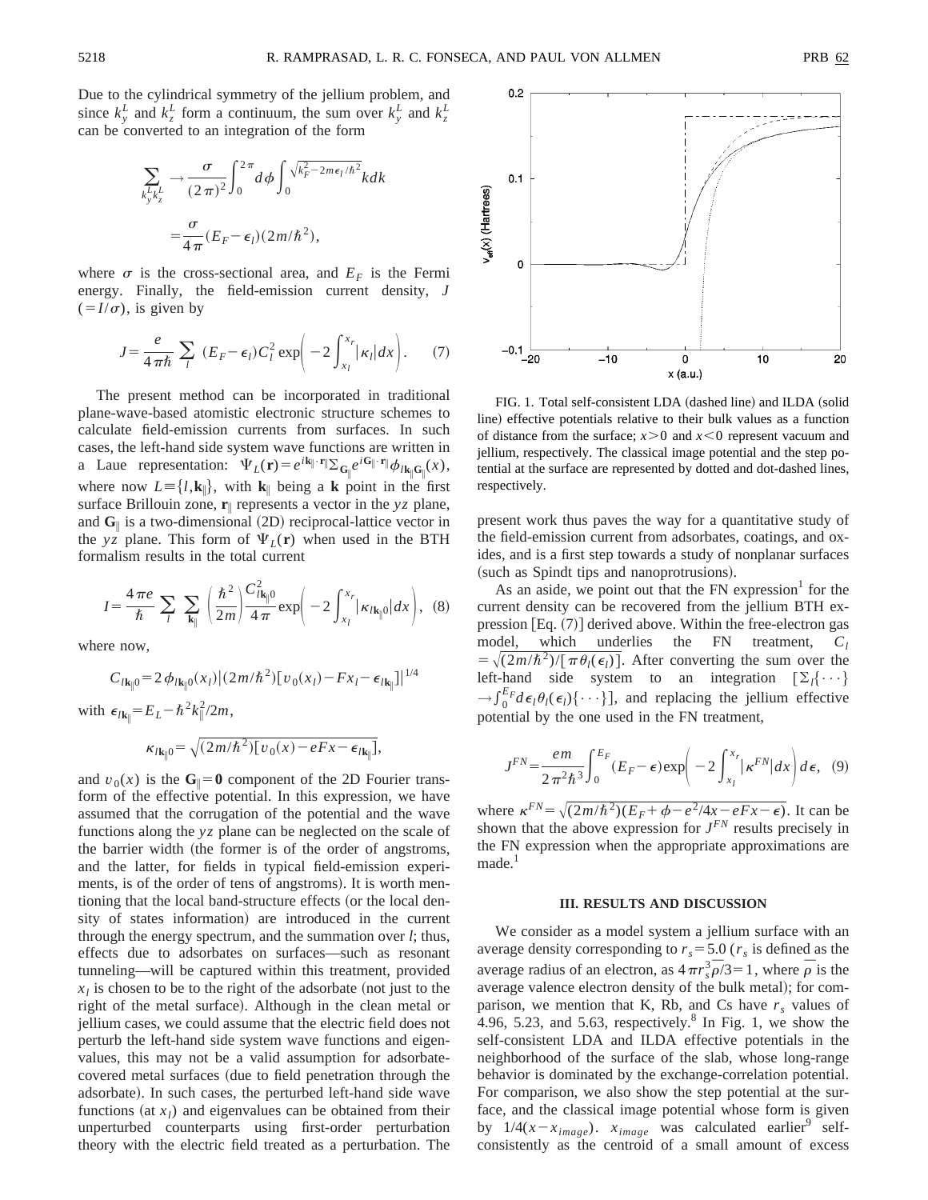Due to the cylindrical symmetry of the jellium problem, and since $k_y^L$ and $k_z^L$ form a continuum, the sum over $k_y^L$ and $k_z^L$ can be converted to an integration of the form

$$\sum_{k_y^L k_z^L} \rightarrow \frac{\sigma}{(2\pi)^2}\int_0^{2\pi} d\phi \int_0^{\sqrt{k_F^2 - 2m\epsilon_l/\hbar^2}} k dk$$

$$= \frac{\sigma}{4\pi}(E_F - \epsilon_l)(2m/\hbar^2),$$

where $\sigma$ is the cross-sectional area, and $E_F$ is the Fermi energy. Finally, the field-emission current density, $J$ $(=I/\sigma)$, is given by

$$J = \frac{e}{4\pi\hbar}\sum_l (E_F - \epsilon_l) C_l^2 \exp\left(-2\int_{x_l}^{x_r} |\kappa_l| dx\right). \quad (7)$$

The present method can be incorporated in traditional plane-wave-based atomistic electronic structure schemes to calculate field-emission currents from surfaces. In such cases, the left-hand side system wave functions are written in a Laue representation: $\Psi_L(\mathbf{r}) = e^{i\mathbf{k}_\parallel \cdot \mathbf{r}_\parallel}\sum_{\mathbf{G}_\parallel} e^{i\mathbf{G}_\parallel \cdot \mathbf{r}_\parallel}\phi_{l\mathbf{k}_\parallel \mathbf{G}_\parallel}(x)$, where now $L \equiv \{l, \mathbf{k}_\parallel\}$, with $\mathbf{k}_\parallel$ being a $\mathbf{k}$ point in the first surface Brillouin zone, $\mathbf{r}_\parallel$ represents a vector in the $yz$ plane, and $\mathbf{G}_\parallel$ is a two-dimensional (2D) reciprocal-lattice vector in the $yz$ plane. This form of $\Psi_L(\mathbf{r})$ when used in the BTH formalism results in the total current

$$I = \frac{4\pi e}{\hbar}\sum_l \sum_{\mathbf{k}_\parallel}\left(\frac{\hbar^2}{2m}\right)\frac{C_{l\mathbf{k}_\parallel 0}^2}{4\pi}\exp\left(-2\int_{x_l}^{x_r} |\kappa_{l\mathbf{k}_\parallel 0}| dx\right), \quad (8)$$

where now,

$$C_{l\mathbf{k}_\parallel 0} = 2\phi_{l\mathbf{k}_\parallel 0}(x_l)|(2m/\hbar^2)[v_0(x_l) - Fx_l - \epsilon_{l\mathbf{k}_\parallel}]|^{1/4}$$

with $\epsilon_{l\mathbf{k}_\parallel} = E_L - \hbar^2 k_\parallel^2/2m$,

$$\kappa_{l\mathbf{k}_\parallel 0} = \sqrt{(2m/\hbar^2)[v_0(x) - eFx - \epsilon_{l\mathbf{k}_\parallel}]},$$

and $v_0(x)$ is the $\mathbf{G}_\parallel = \mathbf{0}$ component of the 2D Fourier transform of the effective potential. In this expression, we have assumed that the corrugation of the potential and the wave functions along the $yz$ plane can be neglected on the scale of the barrier width (the former is of the order of angstroms, and the latter, for fields in typical field-emission experiments, is of the order of tens of angstroms). It is worth mentioning that the local band-structure effects (or the local density of states information) are introduced in the current through the energy spectrum, and the summation over $l$; thus, effects due to adsorbates on surfaces—such as resonant tunneling—will be captured within this treatment, provided $x_l$ is chosen to be to the right of the adsorbate (not just to the right of the metal surface). Although in the clean metal or jellium cases, we could assume that the electric field does not perturb the left-hand side system wave functions and eigenvalues, this may not be a valid assumption for adsorbate-covered metal surfaces (due to field penetration through the adsorbate). In such cases, the perturbed left-hand side wave functions (at $x_l$) and eigenvalues can be obtained from their unperturbed counterparts using first-order perturbation theory with the electric field treated as a perturbation. The present work thus paves the way for a quantitative study of the field-emission current from adsorbates, coatings, and oxides, and is a first step towards a study of nonplanar surfaces (such as Spindt tips and nanoprotrusions).

FIG. 1. Total self-consistent LDA (dashed line) and ILDA (solid line) effective potentials relative to their bulk values as a function of distance from the surface; $x>0$ and $x<0$ represent vacuum and jellium, respectively. The classical image potential and the step potential at the surface are represented by dotted and dot-dashed lines, respectively.

As an aside, we point out that the FN expression[1] for the current density can be recovered from the jellium BTH expression [Eq. (7)] derived above. Within the free-electron gas model, which underlies the FN treatment, $C_l = \sqrt{(2m/\hbar^2)/[\pi\theta_l(\epsilon_l)]}$. After converting the sum over the left-hand side system to an integration $[\sum_l\{\cdots\} \rightarrow \int_0^{E_F} d\epsilon_l \theta_l(\epsilon_l)\{\cdots\}]$, and replacing the jellium effective potential by the one used in the FN treatment,

$$J^{FN} = \frac{em}{2\pi^2\hbar^3}\int_0^{E_F}(E_F - \epsilon)\exp\left(-2\int_{x_l}^{x_r}|\kappa^{FN}| dx\right) d\epsilon, \quad (9)$$

where $\kappa^{FN} = \sqrt{(2m/\hbar^2)(E_F + \phi - e^2/4x - eFx - \epsilon)}$. It can be shown that the above expression for $J^{FN}$ results precisely in the FN expression when the appropriate approximations are made.[1]

### III. RESULTS AND DISCUSSION

We consider as a model system a jellium surface with an average density corresponding to $r_s = 5.0$ ($r_s$ is defined as the average radius of an electron, as $4\pi r_s^3 \bar{\rho}/3 = 1$, where $\bar{\rho}$ is the average valence electron density of the bulk metal); for comparison, we mention that K, Rb, and Cs have $r_s$ values of 4.96, 5.23, and 5.63, respectively.[8] In Fig. 1, we show the self-consistent LDA and ILDA effective potentials in the neighborhood of the surface of the slab, whose long-range behavior is dominated by the exchange-correlation potential. For comparison, we also show the step potential at the surface, and the classical image potential whose form is given by $1/4(x - x_{image})$. $x_{image}$ was calculated earlier[9] self-consistently as the centroid of a small amount of excess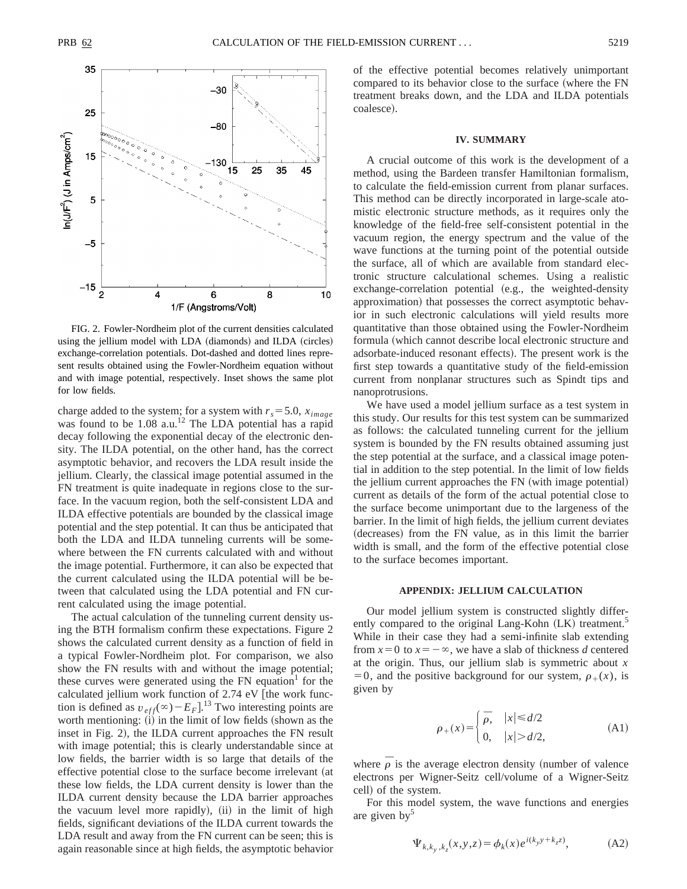FIG. 2. Fowler-Nordheim plot of the current densities calculated using the jellium model with LDA (diamonds) and ILDA (circles) exchange-correlation potentials. Dot-dashed and dotted lines represent results obtained using the Fowler-Nordheim equation without and with image potential, respectively. Inset shows the same plot for low fields.

charge added to the system; for a system with $r_s = 5.0$, $x_{image}$ was found to be 1.08 a.u.[12] The LDA potential has a rapid decay following the exponential decay of the electronic density. The ILDA potential, on the other hand, has the correct asymptotic behavior, and recovers the LDA result inside the jellium. Clearly, the classical image potential assumed in the FN treatment is quite inadequate in regions close to the surface. In the vacuum region, both the self-consistent LDA and ILDA effective potentials are bounded by the classical image potential and the step potential. It can thus be anticipated that both the LDA and ILDA tunneling currents will be somewhere between the FN currents calculated with and without the image potential. Furthermore, it can also be expected that the current calculated using the ILDA potential will be between that calculated using the LDA potential and FN current calculated using the image potential.

The actual calculation of the tunneling current density using the BTH formalism confirm these expectations. Figure 2 shows the calculated current density as a function of field in a typical Fowler-Nordheim plot. For comparison, we also show the FN results with and without the image potential; these curves were generated using the FN equation[1] for the calculated jellium work function of 2.74 eV [the work function is defined as $v_{eff}(\infty) - E_F$].[13] Two interesting points are worth mentioning: (i) in the limit of low fields (shown as the inset in Fig. 2), the ILDA current approaches the FN result with image potential; this is clearly understandable since at low fields, the barrier width is so large that details of the effective potential close to the surface become irrelevant (at these low fields, the LDA current density is lower than the ILDA current density because the LDA barrier approaches the vacuum level more rapidly), (ii) in the limit of high fields, significant deviations of the ILDA current towards the LDA result and away from the FN current can be seen; this is again reasonable since at high fields, the asymptotic behavior of the effective potential becomes relatively unimportant compared to its behavior close to the surface (where the FN treatment breaks down, and the LDA and ILDA potentials coalesce).

## IV. SUMMARY

A crucial outcome of this work is the development of a method, using the Bardeen transfer Hamiltonian formalism, to calculate the field-emission current from planar surfaces. This method can be directly incorporated in large-scale atomistic electronic structure methods, as it requires only the knowledge of the field-free self-consistent potential in the vacuum region, the energy spectrum and the value of the wave functions at the turning point of the potential outside the surface, all of which are available from standard electronic structure calculational schemes. Using a realistic exchange-correlation potential (e.g., the weighted-density approximation) that possesses the correct asymptotic behavior in such electronic calculations will yield results more quantitative than those obtained using the Fowler-Nordheim formula (which cannot describe local electronic structure and adsorbate-induced resonant effects). The present work is the first step towards a quantitative study of the field-emission current from nonplanar structures such as Spindt tips and nanoprotrusions.

We have used a model jellium surface as a test system in this study. Our results for this test system can be summarized as follows: the calculated tunneling current for the jellium system is bounded by the FN results obtained assuming just the step potential at the surface, and a classical image potential in addition to the step potential. In the limit of low fields the jellium current approaches the FN (with image potential) current as details of the form of the actual potential close to the surface become unimportant due to the largeness of the barrier. In the limit of high fields, the jellium current deviates (decreases) from the FN value, as in this limit the barrier width is small, and the form of the effective potential close to the surface becomes important.

## APPENDIX: JELLIUM CALCULATION

Our model jellium system is constructed slightly differently compared to the original Lang-Kohn (LK) treatment.[5] While in their case they had a semi-infinite slab extending from $x=0$ to $x=-\infty$, we have a slab of thickness $d$ centered at the origin. Thus, our jellium slab is symmetric about $x=0$, and the positive background for our system, $\rho_+(x)$, is given by

$$\rho_+(x) = \begin{cases} \bar{\rho}, & |x| \leq d/2 \\ 0, & |x| > d/2, \end{cases} \tag{A1}$$

where $\bar{\rho}$ is the average electron density (number of valence electrons per Wigner-Seitz cell/volume of a Wigner-Seitz cell) of the system.

For this model system, the wave functions and energies are given by[5]

$$\Psi_{k,k_y,k_z}(x,y,z) = \phi_k(x) e^{i(k_y y + k_z z)}, \tag{A2}$$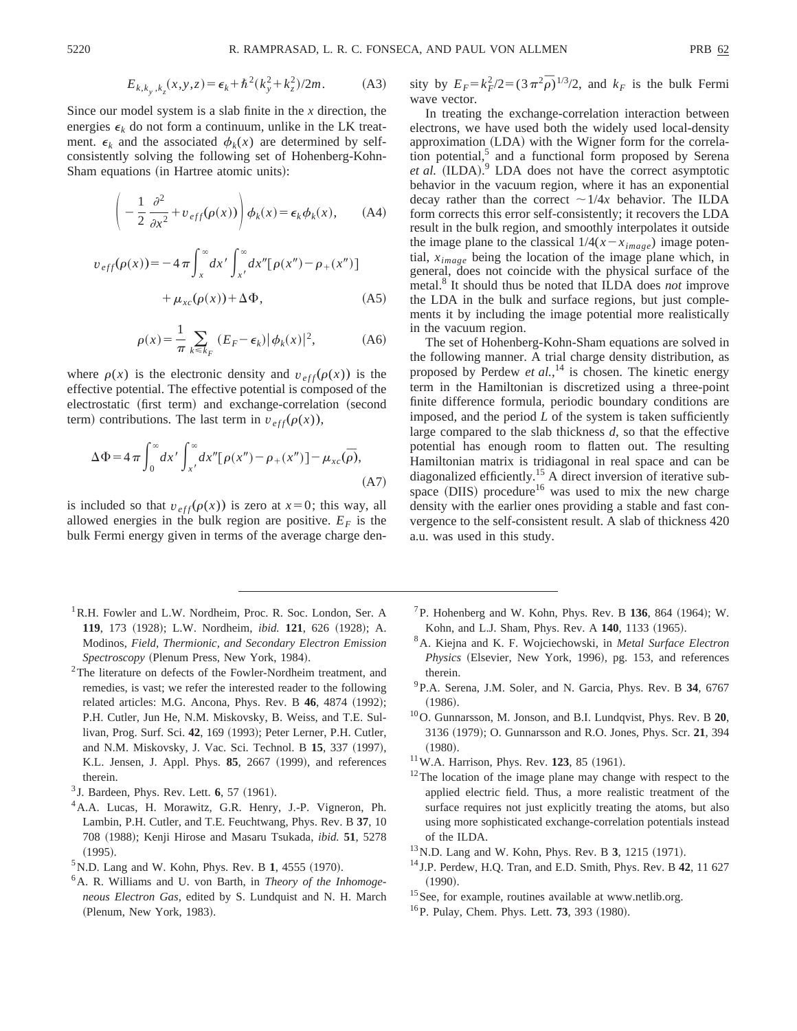$$E_{k,k_y,k_z}(x,y,z)=\epsilon_k+\hbar^2(k_y^2+k_z^2)/2m. \tag{A3}$$

Since our model system is a slab finite in the $x$ direction, the energies $\epsilon_k$ do not form a continuum, unlike in the LK treatment. $\epsilon_k$ and the associated $\phi_k(x)$ are determined by self-consistently solving the following set of Hohenberg-Kohn-Sham equations (in Hartree atomic units):

$$\left(-\frac{1}{2}\frac{\partial^2}{\partial x^2}+v_{eff}(\rho(x))\right)\phi_k(x)=\epsilon_k\phi_k(x), \tag{A4}$$

$$v_{eff}(\rho(x))=-4\pi\int_x^\infty dx'\int_{x'}^\infty dx''[\rho(x'')-\rho_+(x'')]+\mu_{xc}(\rho(x))+\Delta\Phi, \tag{A5}$$

$$\rho(x)=\frac{1}{\pi}\sum_{k\leq k_F}(E_F-\epsilon_k)|\phi_k(x)|^2, \tag{A6}$$

where $\rho(x)$ is the electronic density and $v_{eff}(\rho(x))$ is the effective potential. The effective potential is composed of the electrostatic (first term) and exchange-correlation (second term) contributions. The last term in $v_{eff}(\rho(x))$,

$$\Delta\Phi=4\pi\int_0^\infty dx'\int_{x'}^\infty dx''[\rho(x'')-\rho_+(x'')]-\mu_{xc}(\overline{\rho}), \tag{A7}$$

is included so that $v_{eff}(\rho(x))$ is zero at $x=0$; this way, all allowed energies in the bulk region are positive. $E_F$ is the bulk Fermi energy given in terms of the average charge density by $E_F=k_F^2/2=(3\pi^2\overline{\rho})^{1/3}/2$, and $k_F$ is the bulk Fermi wave vector.

In treating the exchange-correlation interaction between electrons, we have used both the widely used local-density approximation (LDA) with the Wigner form for the correlation potential,[5] and a functional form proposed by Serena *et al.* (ILDA).[9] LDA does not have the correct asymptotic behavior in the vacuum region, where it has an exponential decay rather than the correct $\sim 1/4x$ behavior. The ILDA form corrects this error self-consistently; it recovers the LDA result in the bulk region, and smoothly interpolates it outside the image plane to the classical $1/4(x-x_{image})$ image potential, $x_{image}$ being the location of the image plane which, in general, does not coincide with the physical surface of the metal.[8] It should thus be noted that ILDA does *not* improve the LDA in the bulk and surface regions, but just complements it by including the image potential more realistically in the vacuum region.

The set of Hohenberg-Kohn-Sham equations are solved in the following manner. A trial charge density distribution, as proposed by Perdew *et al.*,[14] is chosen. The kinetic energy term in the Hamiltonian is discretized using a three-point finite difference formula, periodic boundary conditions are imposed, and the period $L$ of the system is taken sufficiently large compared to the slab thickness $d$, so that the effective potential has enough room to flatten out. The resulting Hamiltonian matrix is tridiagonal in real space and can be diagonalized efficiently.[15] A direct inversion of iterative subspace (DIIS) procedure[16] was used to mix the new charge density with the earlier ones providing a stable and fast convergence to the self-consistent result. A slab of thickness 420 a.u. was used in this study.

---

[1] R.H. Fowler and L.W. Nordheim, Proc. R. Soc. London, Ser. A **119**, 173 (1928); L.W. Nordheim, *ibid.* **121**, 626 (1928); A. Modinos, *Field, Thermionic, and Secondary Electron Emission Spectroscopy* (Plenum Press, New York, 1984).

[2] The literature on defects of the Fowler-Nordheim treatment, and remedies, is vast; we refer the interested reader to the following related articles: M.G. Ancona, Phys. Rev. B **46**, 4874 (1992); P.H. Cutler, Jun He, N.M. Miskovsky, B. Weiss, and T.E. Sullivan, Prog. Surf. Sci. **42**, 169 (1993); Peter Lerner, P.H. Cutler, and N.M. Miskovsky, J. Vac. Sci. Technol. B **15**, 337 (1997), K.L. Jensen, J. Appl. Phys. **85**, 2667 (1999), and references therein.

[3] J. Bardeen, Phys. Rev. Lett. **6**, 57 (1961).

[4] A.A. Lucas, H. Morawitz, G.R. Henry, J.-P. Vigneron, Ph. Lambin, P.H. Cutler, and T.E. Feuchtwang, Phys. Rev. B **37**, 10 708 (1988); Kenji Hirose and Masaru Tsukada, *ibid.* **51**, 5278 (1995).

[5] N.D. Lang and W. Kohn, Phys. Rev. B **1**, 4555 (1970).

[6] A. R. Williams and U. von Barth, in *Theory of the Inhomogeneous Electron Gas*, edited by S. Lundquist and N. H. March (Plenum, New York, 1983).

[7] P. Hohenberg and W. Kohn, Phys. Rev. B **136**, 864 (1964); W. Kohn, and L.J. Sham, Phys. Rev. A **140**, 1133 (1965).

[8] A. Kiejna and K. F. Wojciechowski, in *Metal Surface Electron Physics* (Elsevier, New York, 1996), pg. 153, and references therein.

[9] P.A. Serena, J.M. Soler, and N. Garcia, Phys. Rev. B **34**, 6767 (1986).

[10] O. Gunnarsson, M. Jonson, and B.I. Lundqvist, Phys. Rev. B **20**, 3136 (1979); O. Gunnarsson and R.O. Jones, Phys. Scr. **21**, 394 (1980).

[11] W.A. Harrison, Phys. Rev. **123**, 85 (1961).

[12] The location of the image plane may change with respect to the applied electric field. Thus, a more realistic treatment of the surface requires not just explicitly treating the atoms, but also using more sophisticated exchange-correlation potentials instead of the ILDA.

[13] N.D. Lang and W. Kohn, Phys. Rev. B **3**, 1215 (1971).

[14] J.P. Perdew, H.Q. Tran, and E.D. Smith, Phys. Rev. B **42**, 11 627 (1990).

[15] See, for example, routines available at www.netlib.org.

[16] P. Pulay, Chem. Phys. Lett. **73**, 393 (1980).